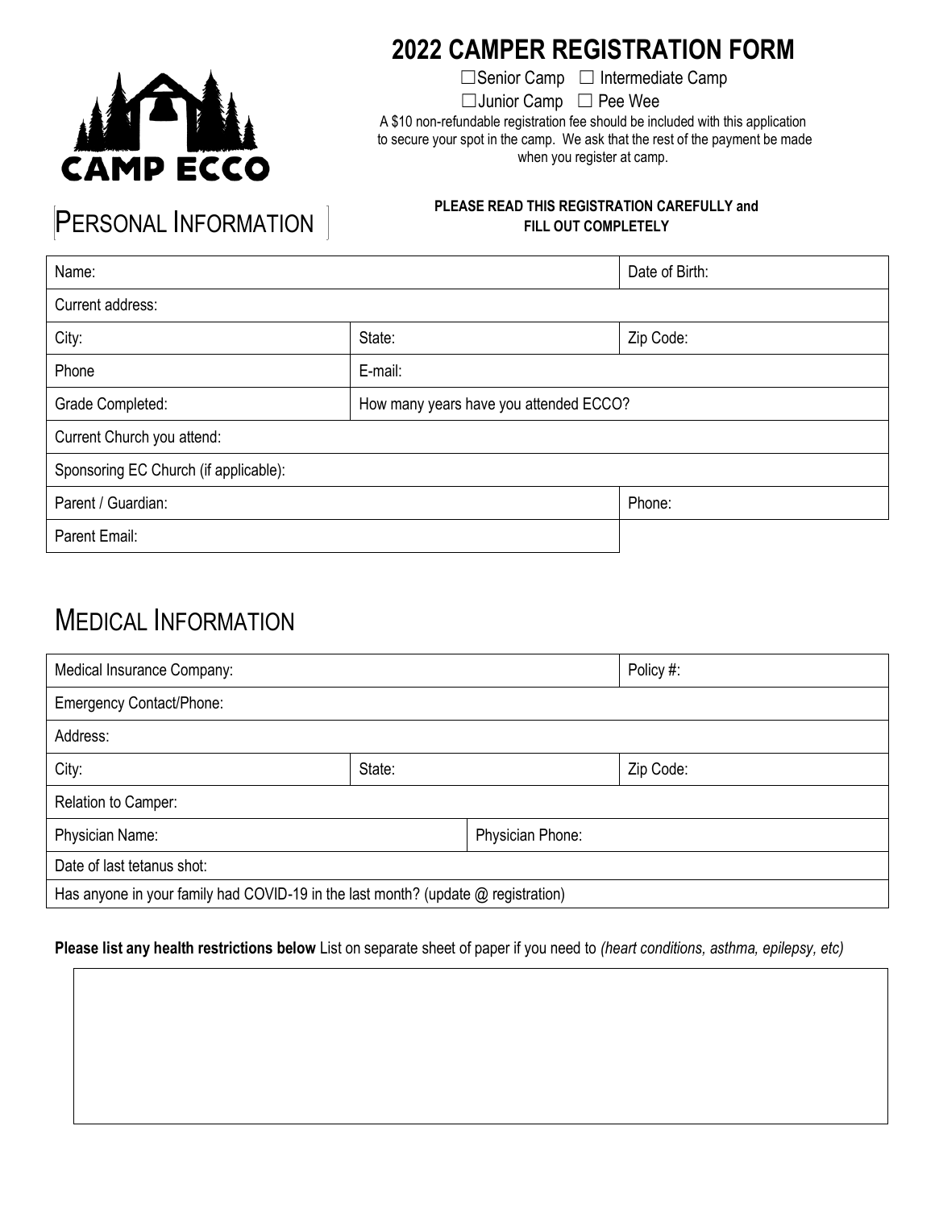CAMP ECCO

# 2022 CAMPER REGISTRATION FORM

☐Senior Camp ☐ Intermediate Camp

☐Junior Camp ☐ Pee Wee

A $10 non-refundable registration fee should be included with this application to secure your spot in the camp. We ask that the rest of the payment be made when you register at camp.

## PERSONAL INFORMATION

**PLEASE READ THIS REGISTRATION CAREFULLY and FILL OUT COMPLETELY**

| Name: | | Date of Birth: |
|---|---|---|
| Current address: | | |
| City: | State: | Zip Code: |
| Phone | E-mail: | |
| Grade Completed: | How many years have you attended ECCO? | |
| Current Church you attend: | | |
| Sponsoring EC Church (if applicable): | | |
| Parent / Guardian: | | Phone: |
| Parent Email: | | |

## MEDICAL INFORMATION

| Medical Insurance Company: | | | Policy #: |
|---|---|---|---|
| Emergency Contact/Phone: | | | |
| Address: | | | |
| City: | State: | | Zip Code: |
| Relation to Camper: | | | |
| Physician Name: | | Physician Phone: | |
| Date of last tetanus shot: | | | |
| Has anyone in your family had COVID-19 in the last month? (update @ registration) | | | |

**Please list any health restrictions below** List on separate sheet of paper if you need to *(heart conditions, asthma, epilepsy, etc)*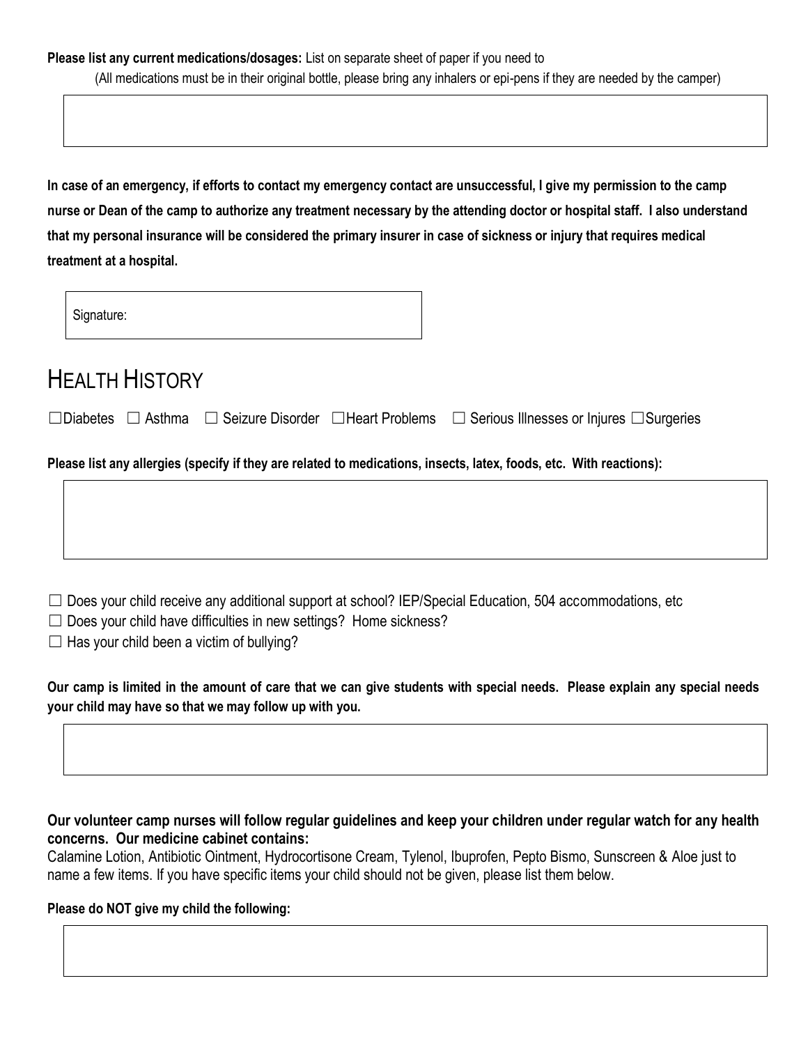**Please list any current medications/dosages:** List on separate sheet of paper if you need to

(All medications must be in their original bottle, please bring any inhalers or epi-pens if they are needed by the camper)

**In case of an emergency, if efforts to contact my emergency contact are unsuccessful, I give my permission to the camp nurse or Dean of the camp to authorize any treatment necessary by the attending doctor or hospital staff. I also understand that my personal insurance will be considered the primary insurer in case of sickness or injury that requires medical treatment at a hospital.**

Signature:

# HEALTH HISTORY

☐Diabetes ☐ Asthma ☐ Seizure Disorder ☐Heart Problems ☐ Serious Illnesses or Injures ☐Surgeries

**Please list any allergies (specify if they are related to medications, insects, latex, foods, etc. With reactions):**

☐ Does your child receive any additional support at school? IEP/Special Education, 504 accommodations, etc

☐ Does your child have difficulties in new settings? Home sickness?

☐ Has your child been a victim of bullying?

**Our camp is limited in the amount of care that we can give students with special needs. Please explain any special needs your child may have so that we may follow up with you.**

**Our volunteer camp nurses will follow regular guidelines and keep your children under regular watch for any health concerns. Our medicine cabinet contains:**

Calamine Lotion, Antibiotic Ointment, Hydrocortisone Cream, Tylenol, Ibuprofen, Pepto Bismo, Sunscreen & Aloe just to name a few items. If you have specific items your child should not be given, please list them below.

**Please do NOT give my child the following:**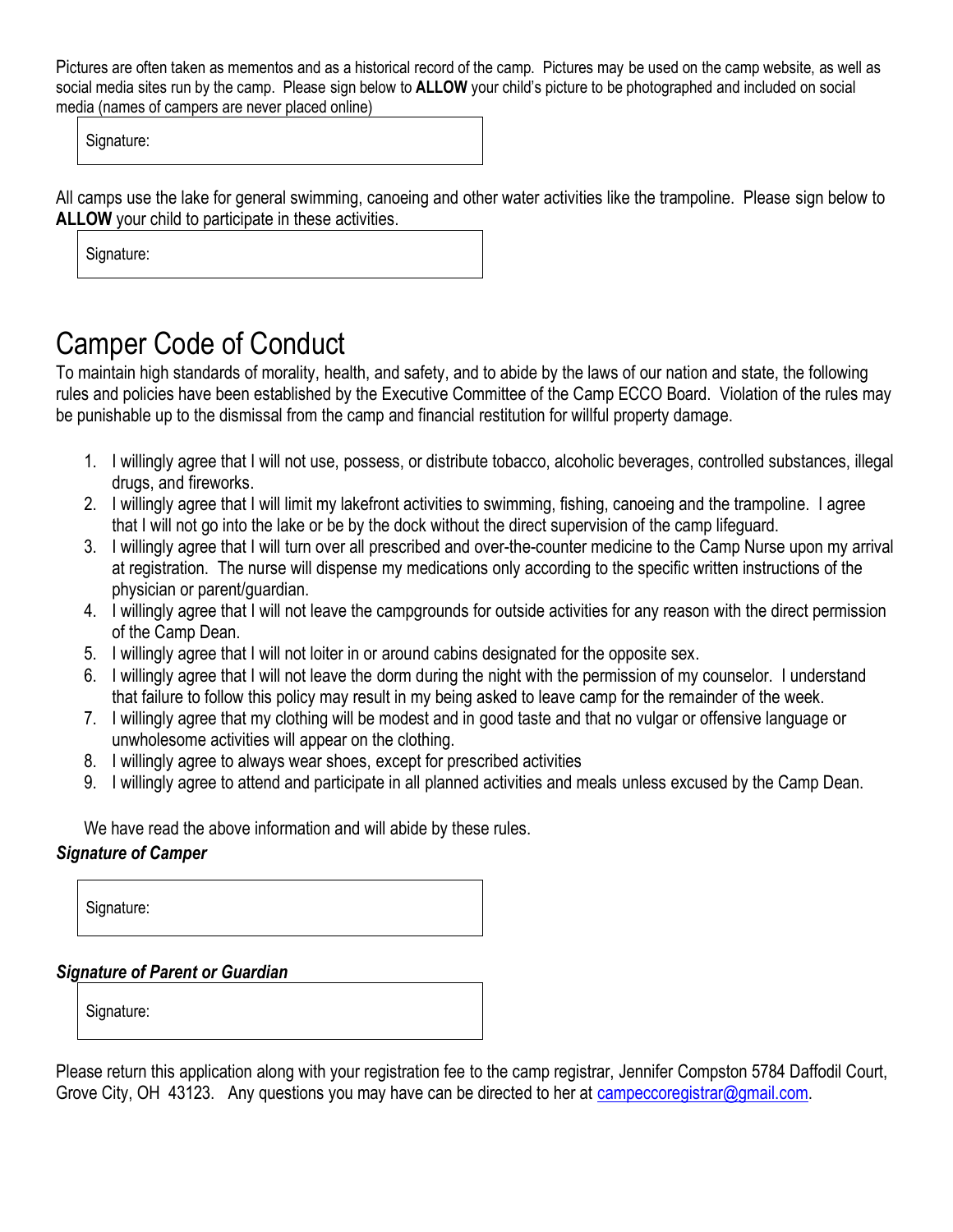Pictures are often taken as mementos and as a historical record of the camp. Pictures may be used on the camp website, as well as social media sites run by the camp. Please sign below to **ALLOW** your child's picture to be photographed and included on social media (names of campers are never placed online)

Signature:

All camps use the lake for general swimming, canoeing and other water activities like the trampoline. Please sign below to **ALLOW** your child to participate in these activities.

Signature:

# Camper Code of Conduct

To maintain high standards of morality, health, and safety, and to abide by the laws of our nation and state, the following rules and policies have been established by the Executive Committee of the Camp ECCO Board. Violation of the rules may be punishable up to the dismissal from the camp and financial restitution for willful property damage.

1. I willingly agree that I will not use, possess, or distribute tobacco, alcoholic beverages, controlled substances, illegal drugs, and fireworks.
2. I willingly agree that I will limit my lakefront activities to swimming, fishing, canoeing and the trampoline. I agree that I will not go into the lake or be by the dock without the direct supervision of the camp lifeguard.
3. I willingly agree that I will turn over all prescribed and over-the-counter medicine to the Camp Nurse upon my arrival at registration. The nurse will dispense my medications only according to the specific written instructions of the physician or parent/guardian.
4. I willingly agree that I will not leave the campgrounds for outside activities for any reason with the direct permission of the Camp Dean.
5. I willingly agree that I will not loiter in or around cabins designated for the opposite sex.
6. I willingly agree that I will not leave the dorm during the night with the permission of my counselor. I understand that failure to follow this policy may result in my being asked to leave camp for the remainder of the week.
7. I willingly agree that my clothing will be modest and in good taste and that no vulgar or offensive language or unwholesome activities will appear on the clothing.
8. I willingly agree to always wear shoes, except for prescribed activities
9. I willingly agree to attend and participate in all planned activities and meals unless excused by the Camp Dean.

We have read the above information and will abide by these rules.

***Signature of Camper***

Signature:

***Signature of Parent or Guardian***

Signature:

Please return this application along with your registration fee to the camp registrar, Jennifer Compston 5784 Daffodil Court, Grove City, OH 43123. Any questions you may have can be directed to her at campeccoregistrar@gmail.com.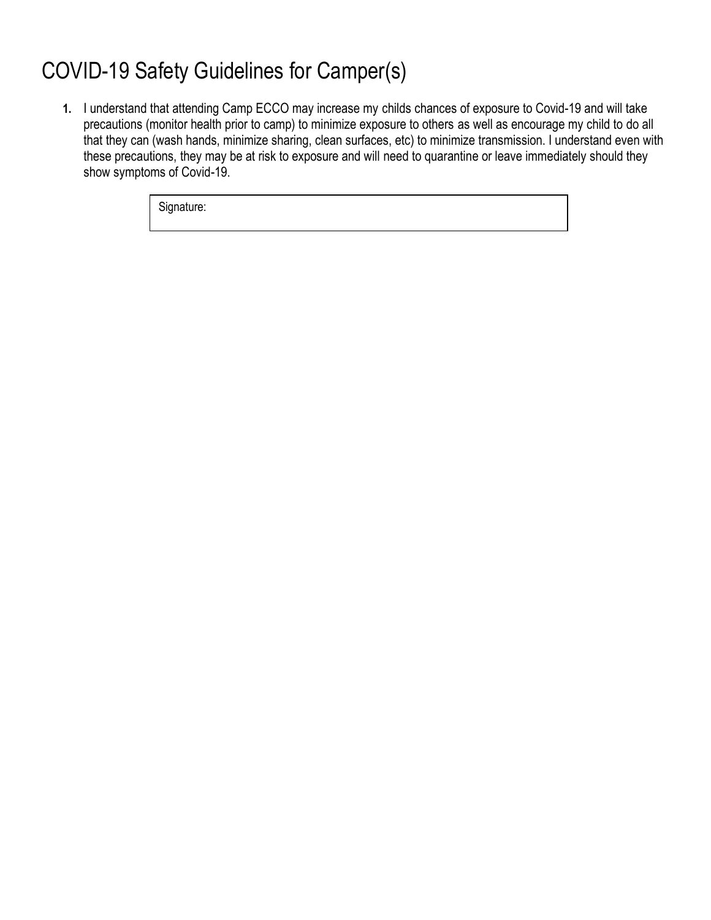# COVID-19 Safety Guidelines for Camper(s)

1. I understand that attending Camp ECCO may increase my childs chances of exposure to Covid-19 and will take precautions (monitor health prior to camp) to minimize exposure to others as well as encourage my child to do all that they can (wash hands, minimize sharing, clean surfaces, etc) to minimize transmission. I understand even with these precautions, they may be at risk to exposure and will need to quarantine or leave immediately should they show symptoms of Covid-19.

| Signature: |
| --- |